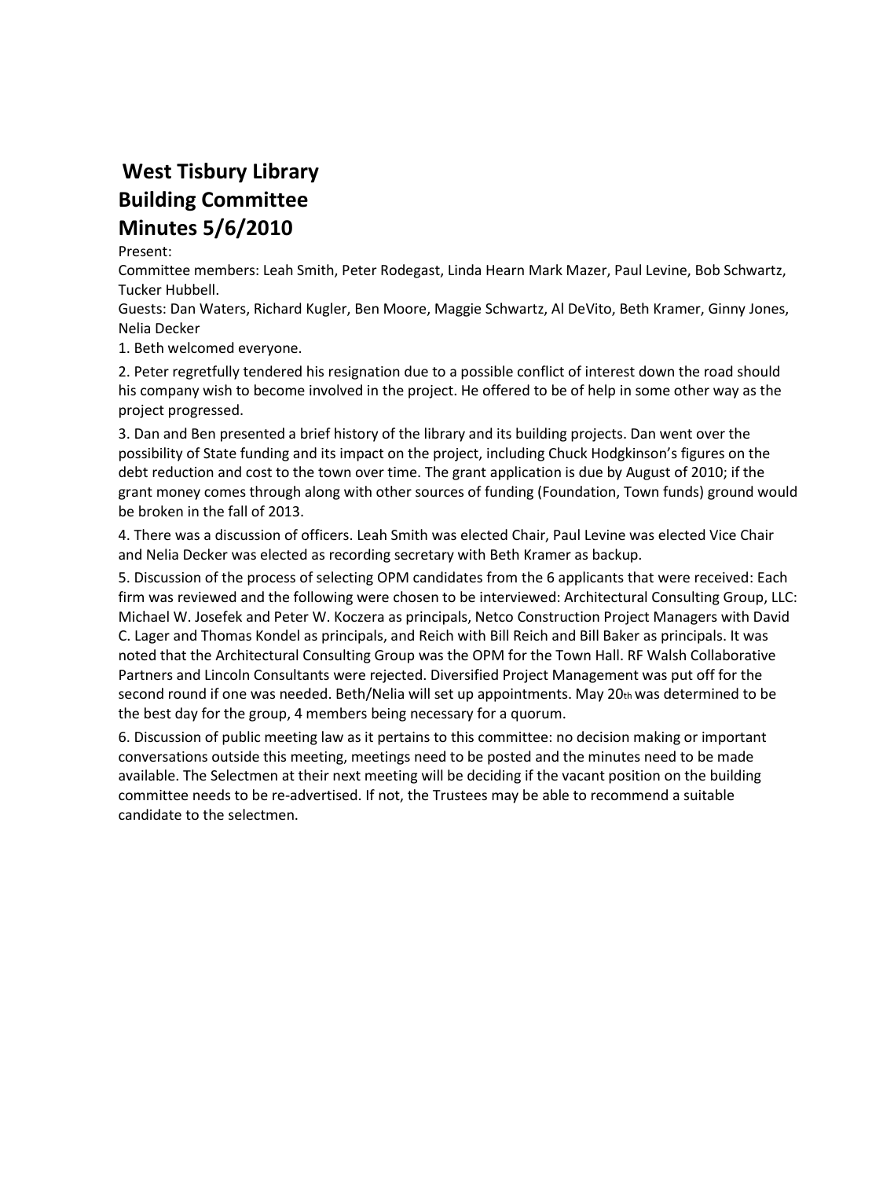# West Tisbury Library
# Building Committee
# Minutes 5/6/2010

Present:

Committee members: Leah Smith, Peter Rodegast, Linda Hearn Mark Mazer, Paul Levine, Bob Schwartz, Tucker Hubbell.

Guests: Dan Waters, Richard Kugler, Ben Moore, Maggie Schwartz, Al DeVito, Beth Kramer, Ginny Jones, Nelia Decker

1. Beth welcomed everyone.

2. Peter regretfully tendered his resignation due to a possible conflict of interest down the road should his company wish to become involved in the project. He offered to be of help in some other way as the project progressed.

3. Dan and Ben presented a brief history of the library and its building projects. Dan went over the possibility of State funding and its impact on the project, including Chuck Hodgkinson's figures on the debt reduction and cost to the town over time. The grant application is due by August of 2010; if the grant money comes through along with other sources of funding (Foundation, Town funds) ground would be broken in the fall of 2013.

4. There was a discussion of officers. Leah Smith was elected Chair, Paul Levine was elected Vice Chair and Nelia Decker was elected as recording secretary with Beth Kramer as backup.

5. Discussion of the process of selecting OPM candidates from the 6 applicants that were received: Each firm was reviewed and the following were chosen to be interviewed: Architectural Consulting Group, LLC: Michael W. Josefek and Peter W. Koczera as principals, Netco Construction Project Managers with David C. Lager and Thomas Kondel as principals, and Reich with Bill Reich and Bill Baker as principals. It was noted that the Architectural Consulting Group was the OPM for the Town Hall. RF Walsh Collaborative Partners and Lincoln Consultants were rejected. Diversified Project Management was put off for the second round if one was needed. Beth/Nelia will set up appointments. May 20th was determined to be the best day for the group, 4 members being necessary for a quorum.

6. Discussion of public meeting law as it pertains to this committee: no decision making or important conversations outside this meeting, meetings need to be posted and the minutes need to be made available. The Selectmen at their next meeting will be deciding if the vacant position on the building committee needs to be re-advertised. If not, the Trustees may be able to recommend a suitable candidate to the selectmen.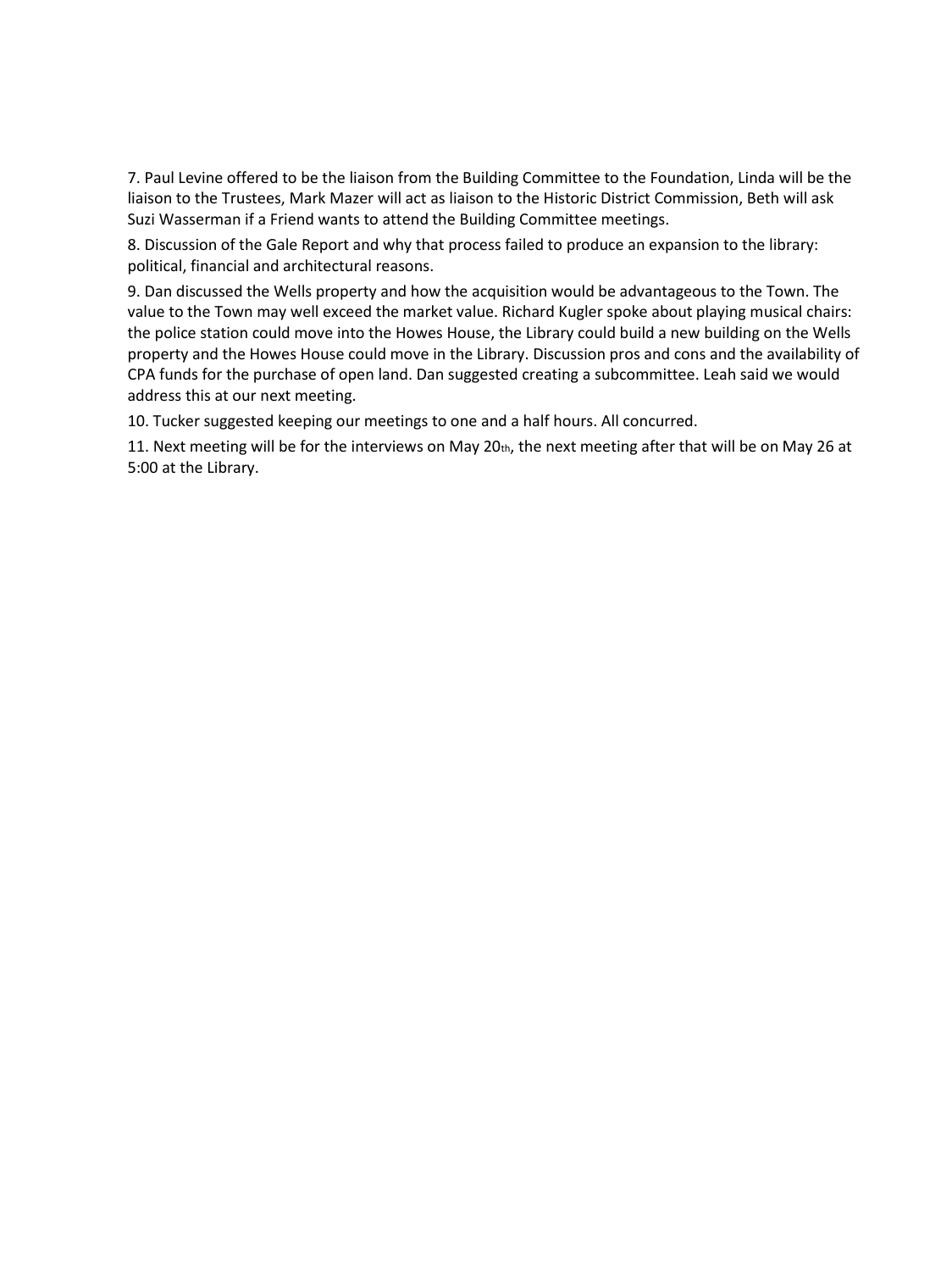7. Paul Levine offered to be the liaison from the Building Committee to the Foundation, Linda will be the liaison to the Trustees, Mark Mazer will act as liaison to the Historic District Commission, Beth will ask Suzi Wasserman if a Friend wants to attend the Building Committee meetings.

8. Discussion of the Gale Report and why that process failed to produce an expansion to the library: political, financial and architectural reasons.

9. Dan discussed the Wells property and how the acquisition would be advantageous to the Town. The value to the Town may well exceed the market value. Richard Kugler spoke about playing musical chairs: the police station could move into the Howes House, the Library could build a new building on the Wells property and the Howes House could move in the Library. Discussion pros and cons and the availability of CPA funds for the purchase of open land. Dan suggested creating a subcommittee. Leah said we would address this at our next meeting.

10. Tucker suggested keeping our meetings to one and a half hours. All concurred.

11. Next meeting will be for the interviews on May 20th, the next meeting after that will be on May 26 at 5:00 at the Library.